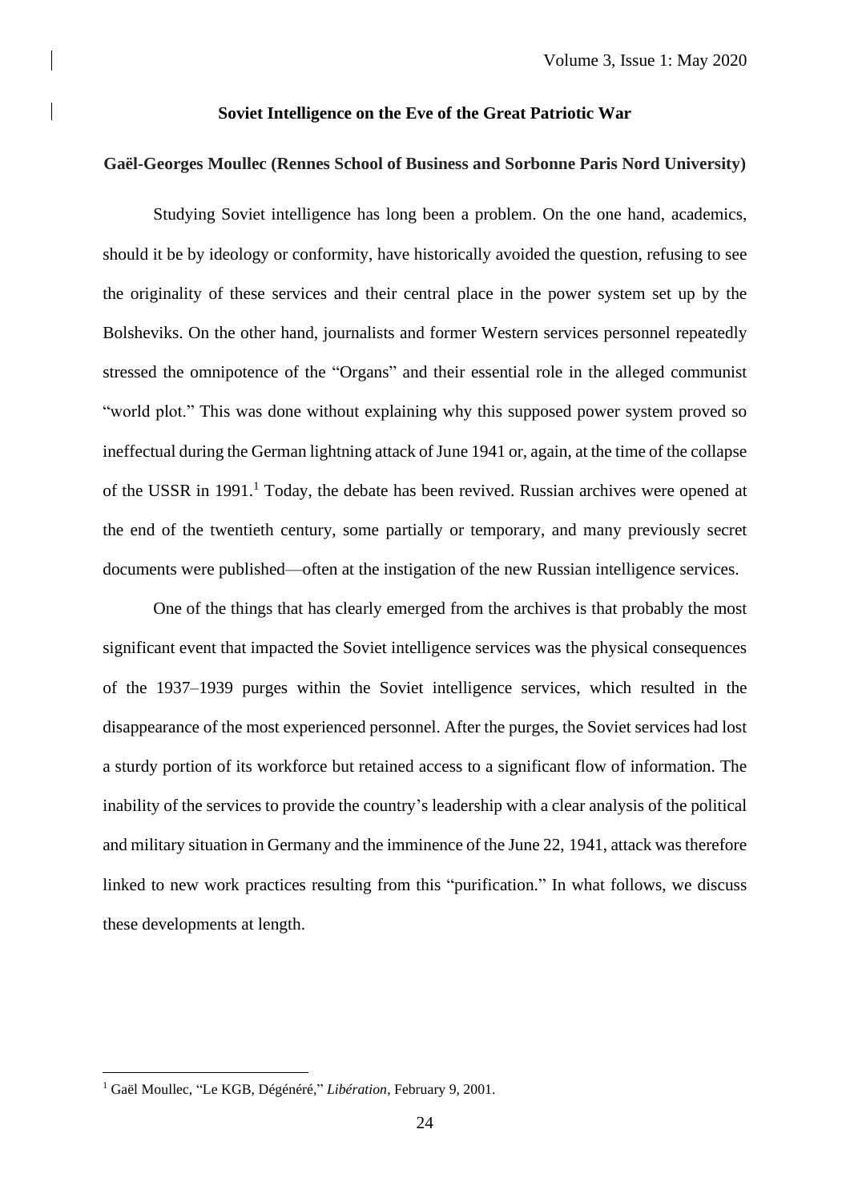# Soviet Intelligence on the Eve of the Great Patriotic War

**Gaël-Georges Moullec (Rennes School of Business and Sorbonne Paris Nord University)**

Studying Soviet intelligence has long been a problem. On the one hand, academics, should it be by ideology or conformity, have historically avoided the question, refusing to see the originality of these services and their central place in the power system set up by the Bolsheviks. On the other hand, journalists and former Western services personnel repeatedly stressed the omnipotence of the "Organs" and their essential role in the alleged communist "world plot." This was done without explaining why this supposed power system proved so ineffectual during the German lightning attack of June 1941 or, again, at the time of the collapse of the USSR in 1991.[1] Today, the debate has been revived. Russian archives were opened at the end of the twentieth century, some partially or temporary, and many previously secret documents were published—often at the instigation of the new Russian intelligence services.

One of the things that has clearly emerged from the archives is that probably the most significant event that impacted the Soviet intelligence services was the physical consequences of the 1937–1939 purges within the Soviet intelligence services, which resulted in the disappearance of the most experienced personnel. After the purges, the Soviet services had lost a sturdy portion of its workforce but retained access to a significant flow of information. The inability of the services to provide the country's leadership with a clear analysis of the political and military situation in Germany and the imminence of the June 22, 1941, attack was therefore linked to new work practices resulting from this "purification." In what follows, we discuss these developments at length.

---

[1] Gaël Moullec, "Le KGB, Dégénéré," *Libération*, February 9, 2001.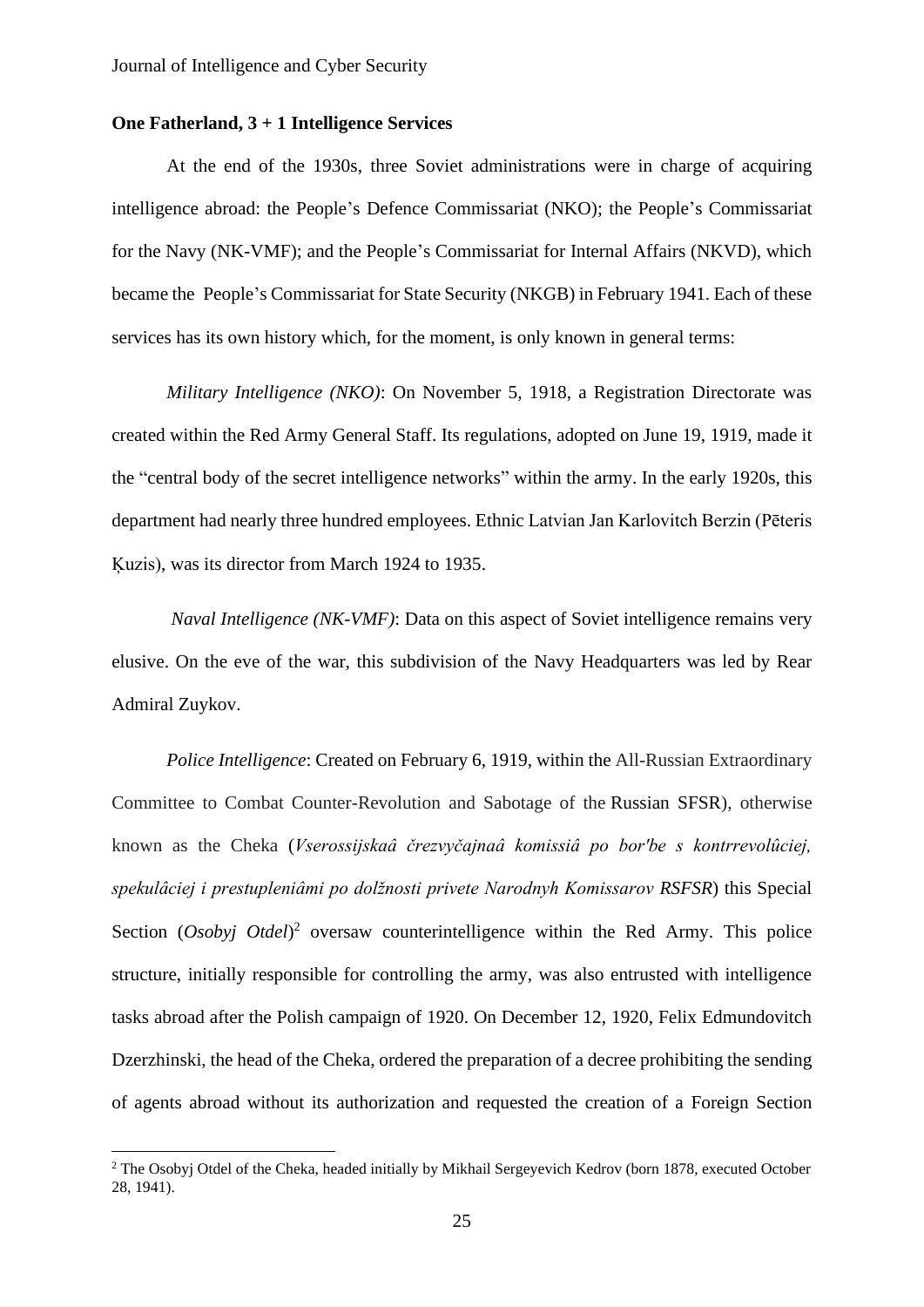## One Fatherland, 3 + 1 Intelligence Services

At the end of the 1930s, three Soviet administrations were in charge of acquiring intelligence abroad: the People's Defence Commissariat (NKO); the People's Commissariat for the Navy (NK-VMF); and the People's Commissariat for Internal Affairs (NKVD), which became the People's Commissariat for State Security (NKGB) in February 1941. Each of these services has its own history which, for the moment, is only known in general terms:

*Military Intelligence (NKO)*: On November 5, 1918, a Registration Directorate was created within the Red Army General Staff. Its regulations, adopted on June 19, 1919, made it the "central body of the secret intelligence networks" within the army. In the early 1920s, this department had nearly three hundred employees. Ethnic Latvian Jan Karlovitch Berzin (Pēteris Ķuzis), was its director from March 1924 to 1935.

*Naval Intelligence (NK-VMF)*: Data on this aspect of Soviet intelligence remains very elusive. On the eve of the war, this subdivision of the Navy Headquarters was led by Rear Admiral Zuykov.

*Police Intelligence*: Created on February 6, 1919, within the All-Russian Extraordinary Committee to Combat Counter-Revolution and Sabotage of the Russian SFSR), otherwise known as the Cheka (*Vserossijskaâ črezvyčajnaâ komissiâ po bor'be s kontrrevolûciej, spekulâciej i prestupleniâmi po dolžnosti privete Narodnyh Komissarov RSFSR*) this Special Section (*Osobyj Otdel*)[2] oversaw counterintelligence within the Red Army. This police structure, initially responsible for controlling the army, was also entrusted with intelligence tasks abroad after the Polish campaign of 1920. On December 12, 1920, Felix Edmundovitch Dzerzhinski, the head of the Cheka, ordered the preparation of a decree prohibiting the sending of agents abroad without its authorization and requested the creation of a Foreign Section

---

[2] The Osobyj Otdel of the Cheka, headed initially by Mikhail Sergeyevich Kedrov (born 1878, executed October 28, 1941).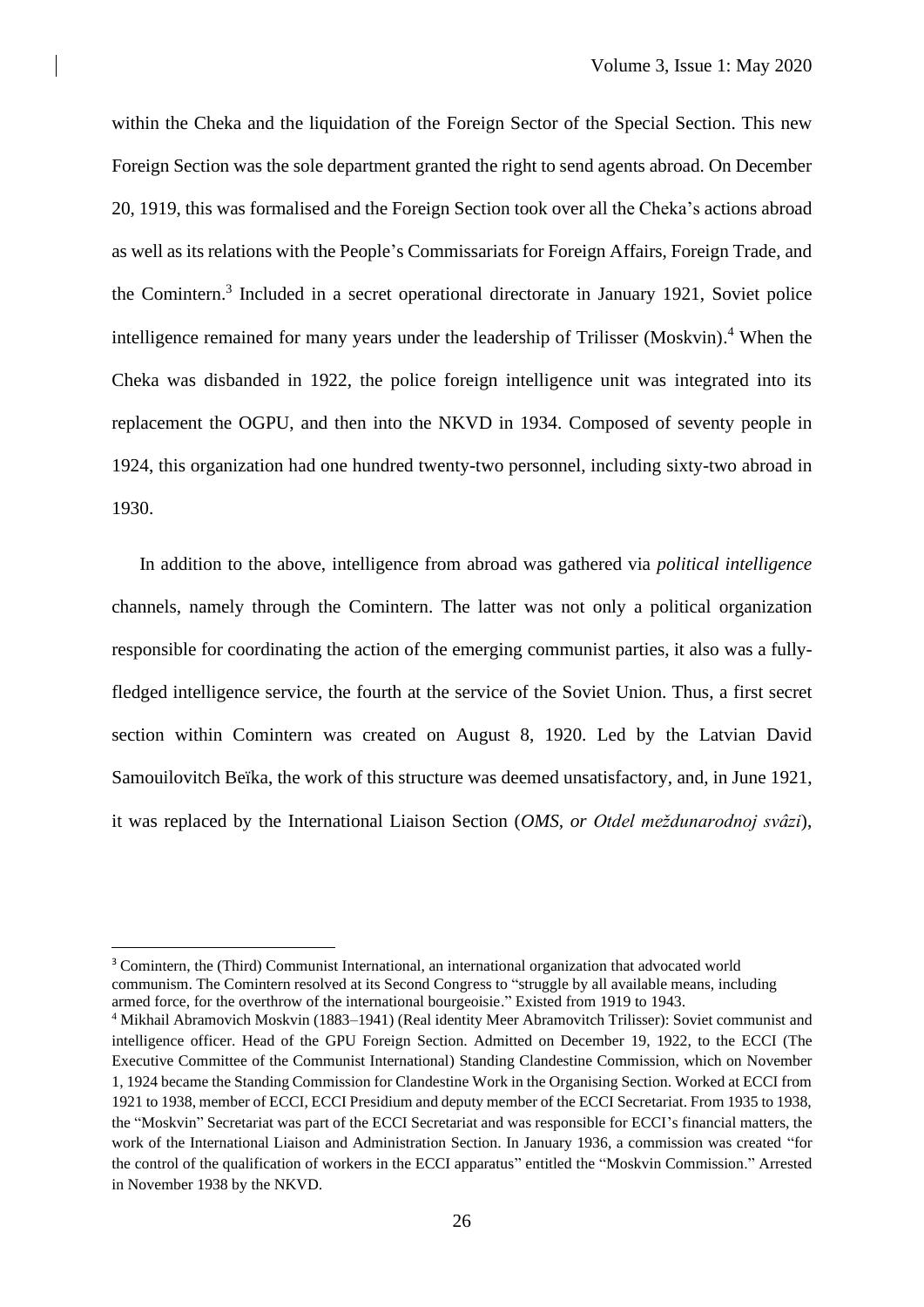within the Cheka and the liquidation of the Foreign Sector of the Special Section. This new Foreign Section was the sole department granted the right to send agents abroad. On December 20, 1919, this was formalised and the Foreign Section took over all the Cheka's actions abroad as well as its relations with the People's Commissariats for Foreign Affairs, Foreign Trade, and the Comintern.[3] Included in a secret operational directorate in January 1921, Soviet police intelligence remained for many years under the leadership of Trilisser (Moskvin).[4] When the Cheka was disbanded in 1922, the police foreign intelligence unit was integrated into its replacement the OGPU, and then into the NKVD in 1934. Composed of seventy people in 1924, this organization had one hundred twenty-two personnel, including sixty-two abroad in 1930.

In addition to the above, intelligence from abroad was gathered via *political intelligence* channels, namely through the Comintern. The latter was not only a political organization responsible for coordinating the action of the emerging communist parties, it also was a fully-fledged intelligence service, the fourth at the service of the Soviet Union. Thus, a first secret section within Comintern was created on August 8, 1920. Led by the Latvian David Samouilovitch Beïka, the work of this structure was deemed unsatisfactory, and, in June 1921, it was replaced by the International Liaison Section (*OMS, or Otdel meždunarodnoj svâzi*),

---

[3] Comintern, the (Third) Communist International, an international organization that advocated world communism. The Comintern resolved at its Second Congress to "struggle by all available means, including armed force, for the overthrow of the international bourgeoisie." Existed from 1919 to 1943.

[4] Mikhail Abramovich Moskvin (1883–1941) (Real identity Meer Abramovitch Trilisser): Soviet communist and intelligence officer. Head of the GPU Foreign Section. Admitted on December 19, 1922, to the ECCI (The Executive Committee of the Communist International) Standing Clandestine Commission, which on November 1, 1924 became the Standing Commission for Clandestine Work in the Organising Section. Worked at ECCI from 1921 to 1938, member of ECCI, ECCI Presidium and deputy member of the ECCI Secretariat. From 1935 to 1938, the "Moskvin" Secretariat was part of the ECCI Secretariat and was responsible for ECCI's financial matters, the work of the International Liaison and Administration Section. In January 1936, a commission was created "for the control of the qualification of workers in the ECCI apparatus" entitled the "Moskvin Commission." Arrested in November 1938 by the NKVD.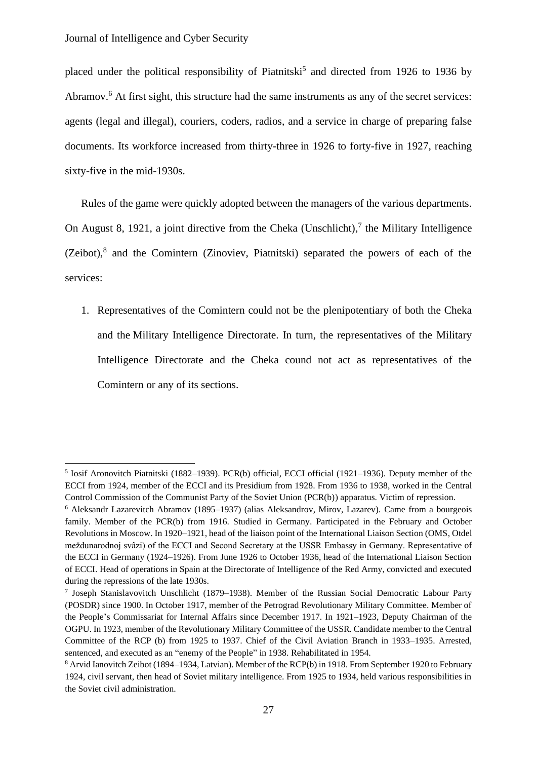placed under the political responsibility of Piatnitski[5] and directed from 1926 to 1936 by Abramov.[6] At first sight, this structure had the same instruments as any of the secret services: agents (legal and illegal), couriers, coders, radios, and a service in charge of preparing false documents. Its workforce increased from thirty-three in 1926 to forty-five in 1927, reaching sixty-five in the mid-1930s.

Rules of the game were quickly adopted between the managers of the various departments. On August 8, 1921, a joint directive from the Cheka (Unschlicht),[7] the Military Intelligence (Zeibot),[8] and the Comintern (Zinoviev, Piatnitski) separated the powers of each of the services:

1. Representatives of the Comintern could not be the plenipotentiary of both the Cheka and the Military Intelligence Directorate. In turn, the representatives of the Military Intelligence Directorate and the Cheka cound not act as representatives of the Comintern or any of its sections.

---

[5] Iosif Aronovitch Piatnitski (1882–1939). PCR(b) official, ECCI official (1921–1936). Deputy member of the ECCI from 1924, member of the ECCI and its Presidium from 1928. From 1936 to 1938, worked in the Central Control Commission of the Communist Party of the Soviet Union (PCR(b)) apparatus. Victim of repression.

[6] Aleksandr Lazarevitch Abramov (1895–1937) (alias Aleksandrov, Mirov, Lazarev). Came from a bourgeois family. Member of the PCR(b) from 1916. Studied in Germany. Participated in the February and October Revolutions in Moscow. In 1920–1921, head of the liaison point of the International Liaison Section (OMS, Otdel meždunarodnoj svâzi) of the ECCI and Second Secretary at the USSR Embassy in Germany. Representative of the ECCI in Germany (1924–1926). From June 1926 to October 1936, head of the International Liaison Section of ECCI. Head of operations in Spain at the Directorate of Intelligence of the Red Army, convicted and executed during the repressions of the late 1930s.

[7] Joseph Stanislavovitch Unschlicht (1879–1938). Member of the Russian Social Democratic Labour Party (POSDR) since 1900. In October 1917, member of the Petrograd Revolutionary Military Committee. Member of the People's Commissariat for Internal Affairs since December 1917. In 1921–1923, Deputy Chairman of the OGPU. In 1923, member of the Revolutionary Military Committee of the USSR. Candidate member to the Central Committee of the RCP (b) from 1925 to 1937. Chief of the Civil Aviation Branch in 1933–1935. Arrested, sentenced, and executed as an "enemy of the People" in 1938. Rehabilitated in 1954.

[8] Arvid Ianovitch Zeibot (1894–1934, Latvian). Member of the RCP(b) in 1918. From September 1920 to February 1924, civil servant, then head of Soviet military intelligence. From 1925 to 1934, held various responsibilities in the Soviet civil administration.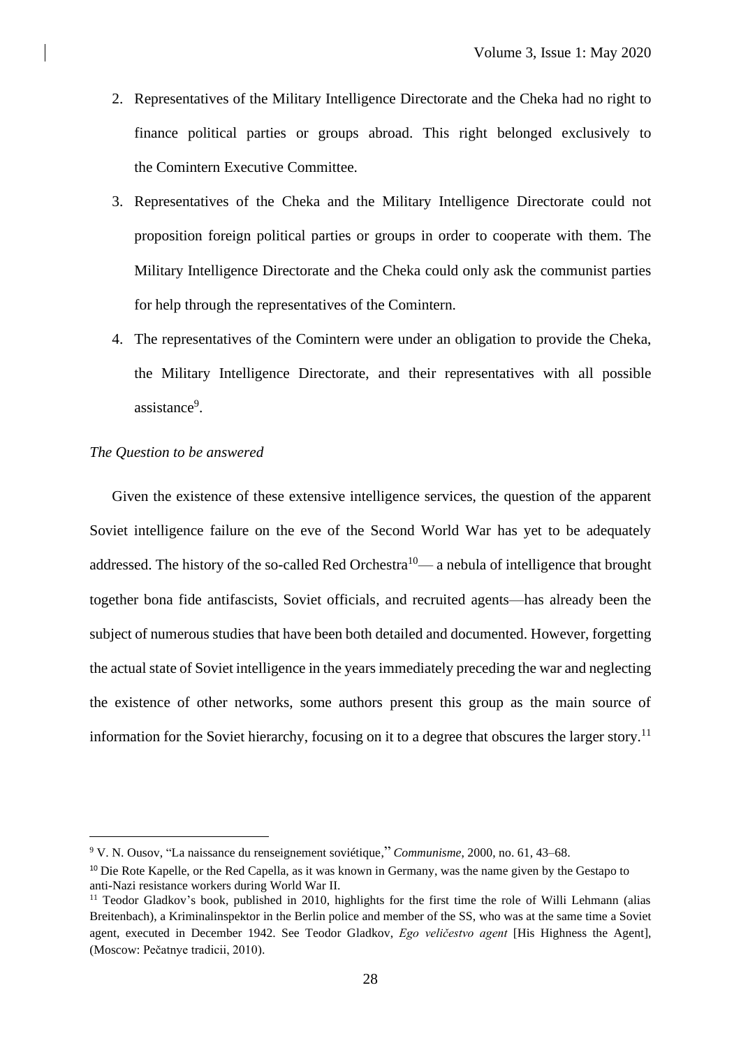2. Representatives of the Military Intelligence Directorate and the Cheka had no right to finance political parties or groups abroad. This right belonged exclusively to the Comintern Executive Committee.
3. Representatives of the Cheka and the Military Intelligence Directorate could not proposition foreign political parties or groups in order to cooperate with them. The Military Intelligence Directorate and the Cheka could only ask the communist parties for help through the representatives of the Comintern.
4. The representatives of the Comintern were under an obligation to provide the Cheka, the Military Intelligence Directorate, and their representatives with all possible assistance[9].

*The Question to be answered*

Given the existence of these extensive intelligence services, the question of the apparent Soviet intelligence failure on the eve of the Second World War has yet to be adequately addressed. The history of the so-called Red Orchestra[10]— a nebula of intelligence that brought together bona fide antifascists, Soviet officials, and recruited agents—has already been the subject of numerous studies that have been both detailed and documented. However, forgetting the actual state of Soviet intelligence in the years immediately preceding the war and neglecting the existence of other networks, some authors present this group as the main source of information for the Soviet hierarchy, focusing on it to a degree that obscures the larger story.[11]

---

[9] V. N. Ousov, "La naissance du renseignement soviétique," *Communisme*, 2000, no. 61, 43–68.

[10] Die Rote Kapelle, or the Red Capella, as it was known in Germany, was the name given by the Gestapo to anti-Nazi resistance workers during World War II.

[11] Teodor Gladkov's book, published in 2010, highlights for the first time the role of Willi Lehmann (alias Breitenbach), a Kriminalinspektor in the Berlin police and member of the SS, who was at the same time a Soviet agent, executed in December 1942. See Teodor Gladkov, *Ego veličestvo agent* [His Highness the Agent], (Moscow: Pečatnye tradicii, 2010).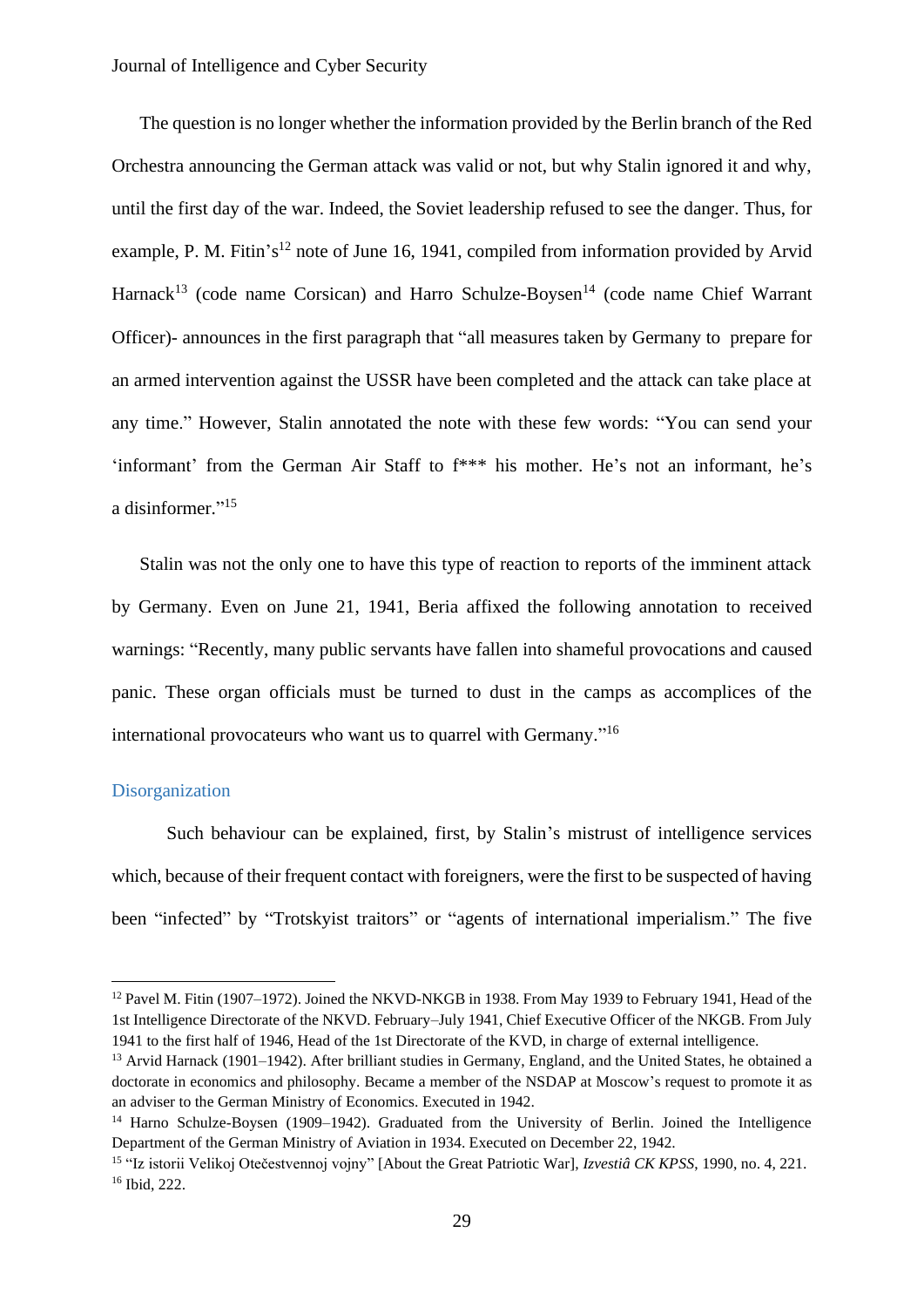The question is no longer whether the information provided by the Berlin branch of the Red Orchestra announcing the German attack was valid or not, but why Stalin ignored it and why, until the first day of the war. Indeed, the Soviet leadership refused to see the danger. Thus, for example, P. M. Fitin's[12] note of June 16, 1941, compiled from information provided by Arvid Harnack[13] (code name Corsican) and Harro Schulze-Boysen[14] (code name Chief Warrant Officer)- announces in the first paragraph that "all measures taken by Germany to prepare for an armed intervention against the USSR have been completed and the attack can take place at any time." However, Stalin annotated the note with these few words: "You can send your 'informant' from the German Air Staff to f*** his mother. He's not an informant, he's a disinformer."[15]

Stalin was not the only one to have this type of reaction to reports of the imminent attack by Germany. Even on June 21, 1941, Beria affixed the following annotation to received warnings: "Recently, many public servants have fallen into shameful provocations and caused panic. These organ officials must be turned to dust in the camps as accomplices of the international provocateurs who want us to quarrel with Germany."[16]

## Disorganization

Such behaviour can be explained, first, by Stalin's mistrust of intelligence services which, because of their frequent contact with foreigners, were the first to be suspected of having been "infected" by "Trotskyist traitors" or "agents of international imperialism." The five

---

[12] Pavel M. Fitin (1907–1972). Joined the NKVD-NKGB in 1938. From May 1939 to February 1941, Head of the 1st Intelligence Directorate of the NKVD. February–July 1941, Chief Executive Officer of the NKGB. From July 1941 to the first half of 1946, Head of the 1st Directorate of the KVD, in charge of external intelligence.

[13] Arvid Harnack (1901–1942). After brilliant studies in Germany, England, and the United States, he obtained a doctorate in economics and philosophy. Became a member of the NSDAP at Moscow's request to promote it as an adviser to the German Ministry of Economics. Executed in 1942.

[14] Harno Schulze-Boysen (1909–1942). Graduated from the University of Berlin. Joined the Intelligence Department of the German Ministry of Aviation in 1934. Executed on December 22, 1942.

[15] "Iz istorii Velikoj Otečestvennoj vojny" [About the Great Patriotic War], *Izvestiâ CK KPSS*, 1990, no. 4, 221.

[16] Ibid, 222.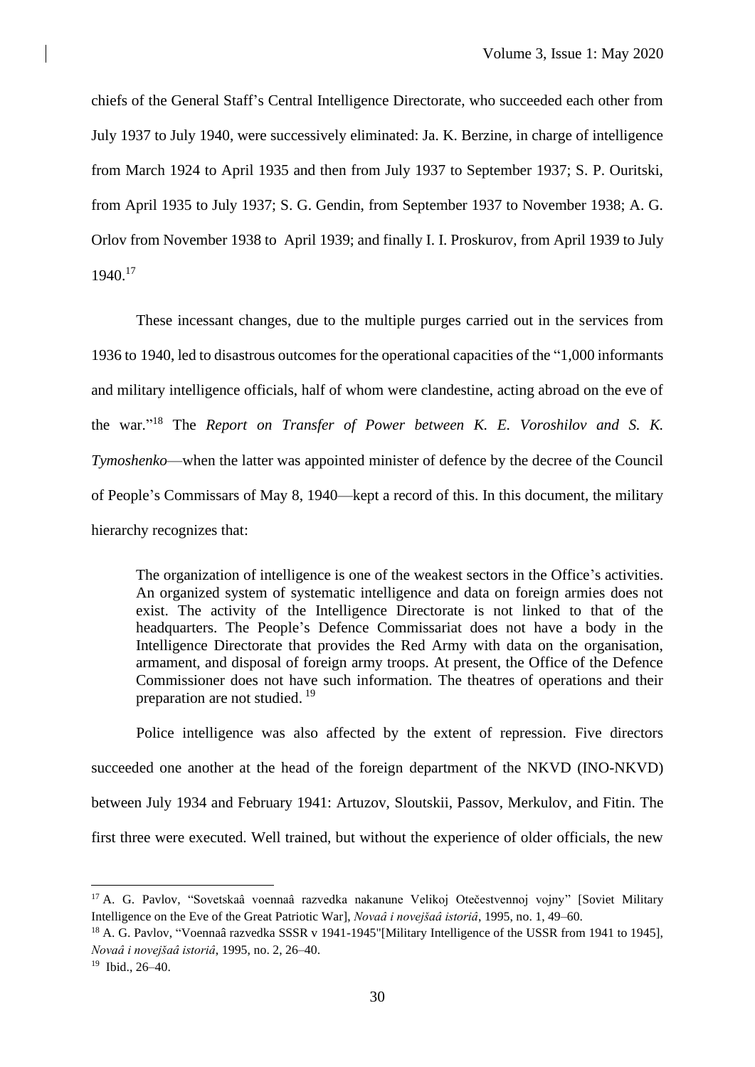chiefs of the General Staff's Central Intelligence Directorate, who succeeded each other from July 1937 to July 1940, were successively eliminated: Ja. K. Berzine, in charge of intelligence from March 1924 to April 1935 and then from July 1937 to September 1937; S. P. Ouritski, from April 1935 to July 1937; S. G. Gendin, from September 1937 to November 1938; A. G. Orlov from November 1938 to April 1939; and finally I. I. Proskurov, from April 1939 to July 1940.[17]

These incessant changes, due to the multiple purges carried out in the services from 1936 to 1940, led to disastrous outcomes for the operational capacities of the "1,000 informants and military intelligence officials, half of whom were clandestine, acting abroad on the eve of the war."[18] The *Report on Transfer of Power between K. E. Voroshilov and S. K. Tymoshenko*—when the latter was appointed minister of defence by the decree of the Council of People's Commissars of May 8, 1940—kept a record of this. In this document, the military hierarchy recognizes that:

> The organization of intelligence is one of the weakest sectors in the Office's activities. An organized system of systematic intelligence and data on foreign armies does not exist. The activity of the Intelligence Directorate is not linked to that of the headquarters. The People's Defence Commissariat does not have a body in the Intelligence Directorate that provides the Red Army with data on the organisation, armament, and disposal of foreign army troops. At present, the Office of the Defence Commissioner does not have such information. The theatres of operations and their preparation are not studied. [19]

Police intelligence was also affected by the extent of repression. Five directors succeeded one another at the head of the foreign department of the NKVD (INO-NKVD) between July 1934 and February 1941: Artuzov, Sloutskii, Passov, Merkulov, and Fitin. The first three were executed. Well trained, but without the experience of older officials, the new

---

[17] A. G. Pavlov, "Sovetskaâ voennaâ razvedka nakanune Velikoj Otečestvennoj vojny" [Soviet Military Intelligence on the Eve of the Great Patriotic War], *Novaâ i novejšaâ istoriâ*, 1995, no. 1, 49–60.

[18] A. G. Pavlov, "Voennaâ razvedka SSSR v 1941-1945"[Military Intelligence of the USSR from 1941 to 1945], *Novaâ i novejšaâ istoriâ*, 1995, no. 2, 26–40.

[19] Ibid., 26–40.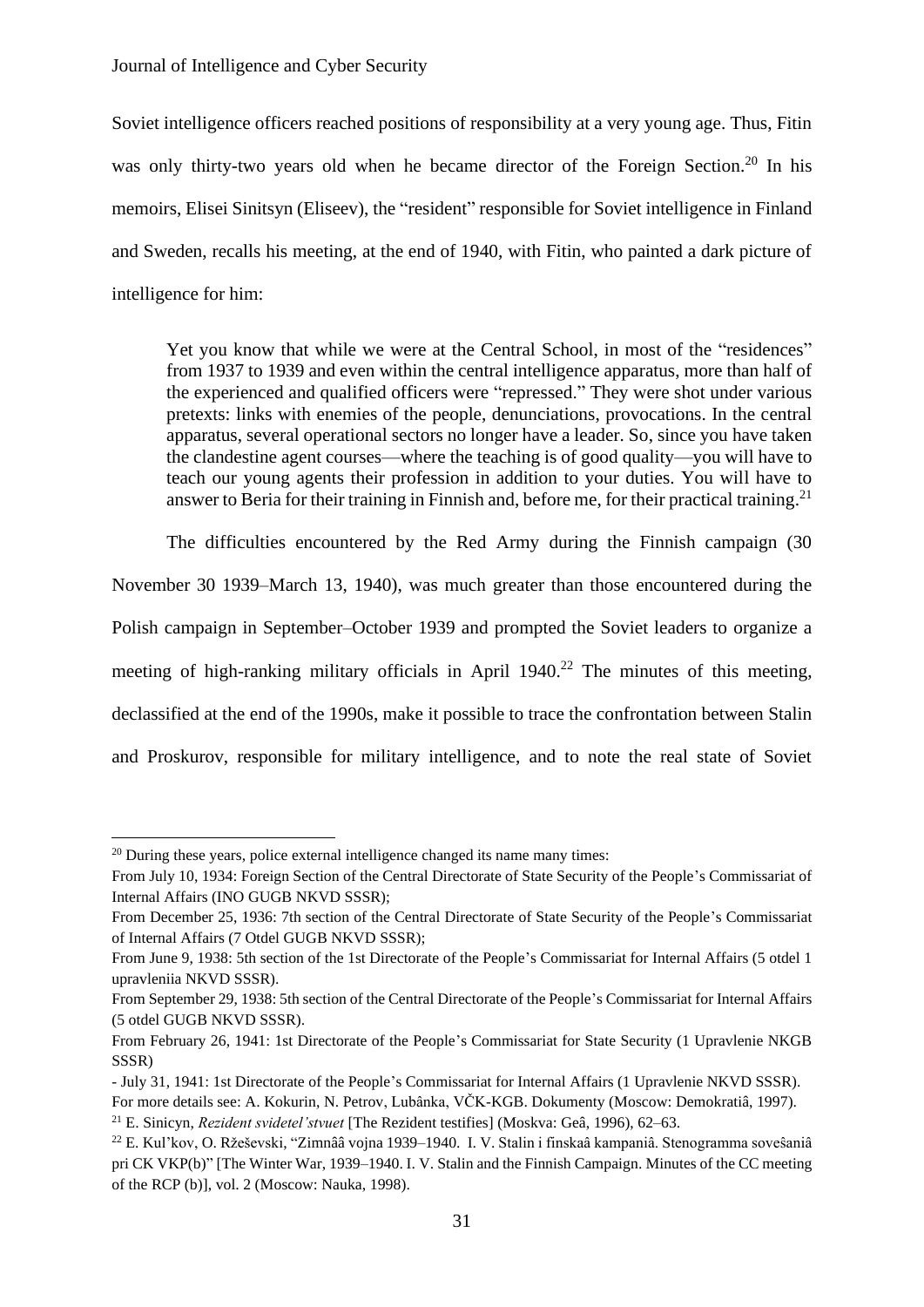Soviet intelligence officers reached positions of responsibility at a very young age. Thus, Fitin was only thirty-two years old when he became director of the Foreign Section.[20] In his memoirs, Elisei Sinitsyn (Eliseev), the "resident" responsible for Soviet intelligence in Finland and Sweden, recalls his meeting, at the end of 1940, with Fitin, who painted a dark picture of intelligence for him:

> Yet you know that while we were at the Central School, in most of the "residences" from 1937 to 1939 and even within the central intelligence apparatus, more than half of the experienced and qualified officers were "repressed." They were shot under various pretexts: links with enemies of the people, denunciations, provocations. In the central apparatus, several operational sectors no longer have a leader. So, since you have taken the clandestine agent courses—where the teaching is of good quality—you will have to teach our young agents their profession in addition to your duties. You will have to answer to Beria for their training in Finnish and, before me, for their practical training.[21]

The difficulties encountered by the Red Army during the Finnish campaign (30 November 30 1939–March 13, 1940), was much greater than those encountered during the Polish campaign in September–October 1939 and prompted the Soviet leaders to organize a meeting of high-ranking military officials in April 1940.[22] The minutes of this meeting, declassified at the end of the 1990s, make it possible to trace the confrontation between Stalin and Proskurov, responsible for military intelligence, and to note the real state of Soviet

---

[20] During these years, police external intelligence changed its name many times:
From July 10, 1934: Foreign Section of the Central Directorate of State Security of the People's Commissariat of Internal Affairs (INO GUGB NKVD SSSR);
From December 25, 1936: 7th section of the Central Directorate of State Security of the People's Commissariat of Internal Affairs (7 Otdel GUGB NKVD SSSR);
From June 9, 1938: 5th section of the 1st Directorate of the People's Commissariat for Internal Affairs (5 otdel 1 upravleniia NKVD SSSR).
From September 29, 1938: 5th section of the Central Directorate of the People's Commissariat for Internal Affairs (5 otdel GUGB NKVD SSSR).
From February 26, 1941: 1st Directorate of the People's Commissariat for State Security (1 Upravlenie NKGB SSSR)
- July 31, 1941: 1st Directorate of the People's Commissariat for Internal Affairs (1 Upravlenie NKVD SSSR).
For more details see: A. Kokurin, N. Petrov, Lubânka, VČK-KGB. Dokumenty (Moscow: Demokratiâ, 1997).

[21] E. Sinicyn, *Rezident svidetel'stvuet* [The Rezident testifies] (Moskva: Geâ, 1996), 62–63.

[22] E. Kul'kov, O. Rž̌eševski, "Zimnââ vojna 1939–1940. I. V. Stalin i finskaâ kampaniâ. Stenogramma soveŝaniâ pri CK VKP(b)" [The Winter War, 1939–1940. I. V. Stalin and the Finnish Campaign. Minutes of the CC meeting of the RCP (b)], vol. 2 (Moscow: Nauka, 1998).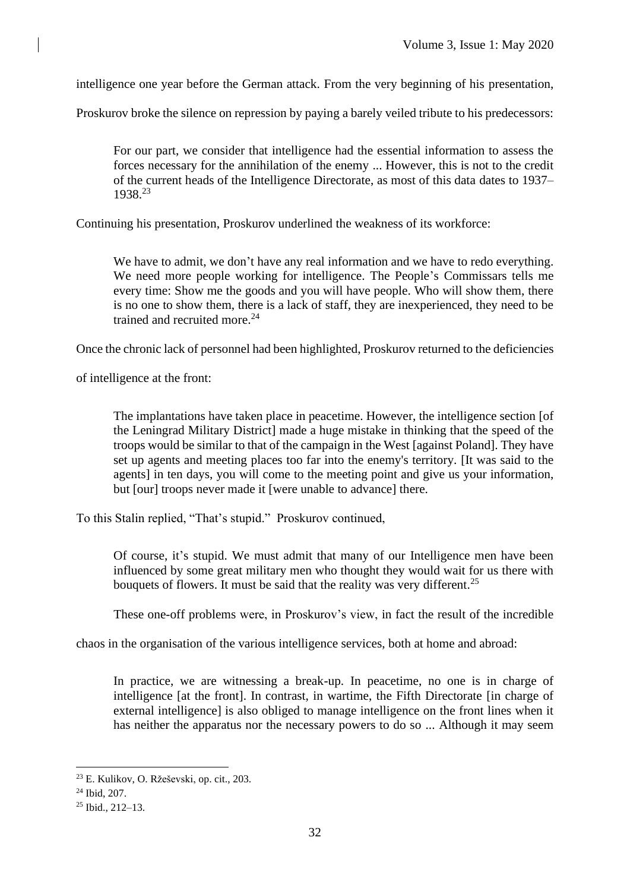intelligence one year before the German attack. From the very beginning of his presentation, Proskurov broke the silence on repression by paying a barely veiled tribute to his predecessors:

> For our part, we consider that intelligence had the essential information to assess the forces necessary for the annihilation of the enemy ... However, this is not to the credit of the current heads of the Intelligence Directorate, as most of this data dates to 1937–1938.[23]

Continuing his presentation, Proskurov underlined the weakness of its workforce:

> We have to admit, we don't have any real information and we have to redo everything. We need more people working for intelligence. The People's Commissars tells me every time: Show me the goods and you will have people. Who will show them, there is no one to show them, there is a lack of staff, they are inexperienced, they need to be trained and recruited more.[24]

Once the chronic lack of personnel had been highlighted, Proskurov returned to the deficiencies of intelligence at the front:

> The implantations have taken place in peacetime. However, the intelligence section [of the Leningrad Military District] made a huge mistake in thinking that the speed of the troops would be similar to that of the campaign in the West [against Poland]. They have set up agents and meeting places too far into the enemy's territory. [It was said to the agents] in ten days, you will come to the meeting point and give us your information, but [our] troops never made it [were unable to advance] there.

To this Stalin replied, "That's stupid." Proskurov continued,

> Of course, it's stupid. We must admit that many of our Intelligence men have been influenced by some great military men who thought they would wait for us there with bouquets of flowers. It must be said that the reality was very different.[25]

These one-off problems were, in Proskurov's view, in fact the result of the incredible chaos in the organisation of the various intelligence services, both at home and abroad:

> In practice, we are witnessing a break-up. In peacetime, no one is in charge of intelligence [at the front]. In contrast, in wartime, the Fifth Directorate [in charge of external intelligence] is also obliged to manage intelligence on the front lines when it has neither the apparatus nor the necessary powers to do so ... Although it may seem

---

[23] E. Kulikov, O. Rževski, op. cit., 203.

[24] Ibid, 207.

[25] Ibid., 212–13.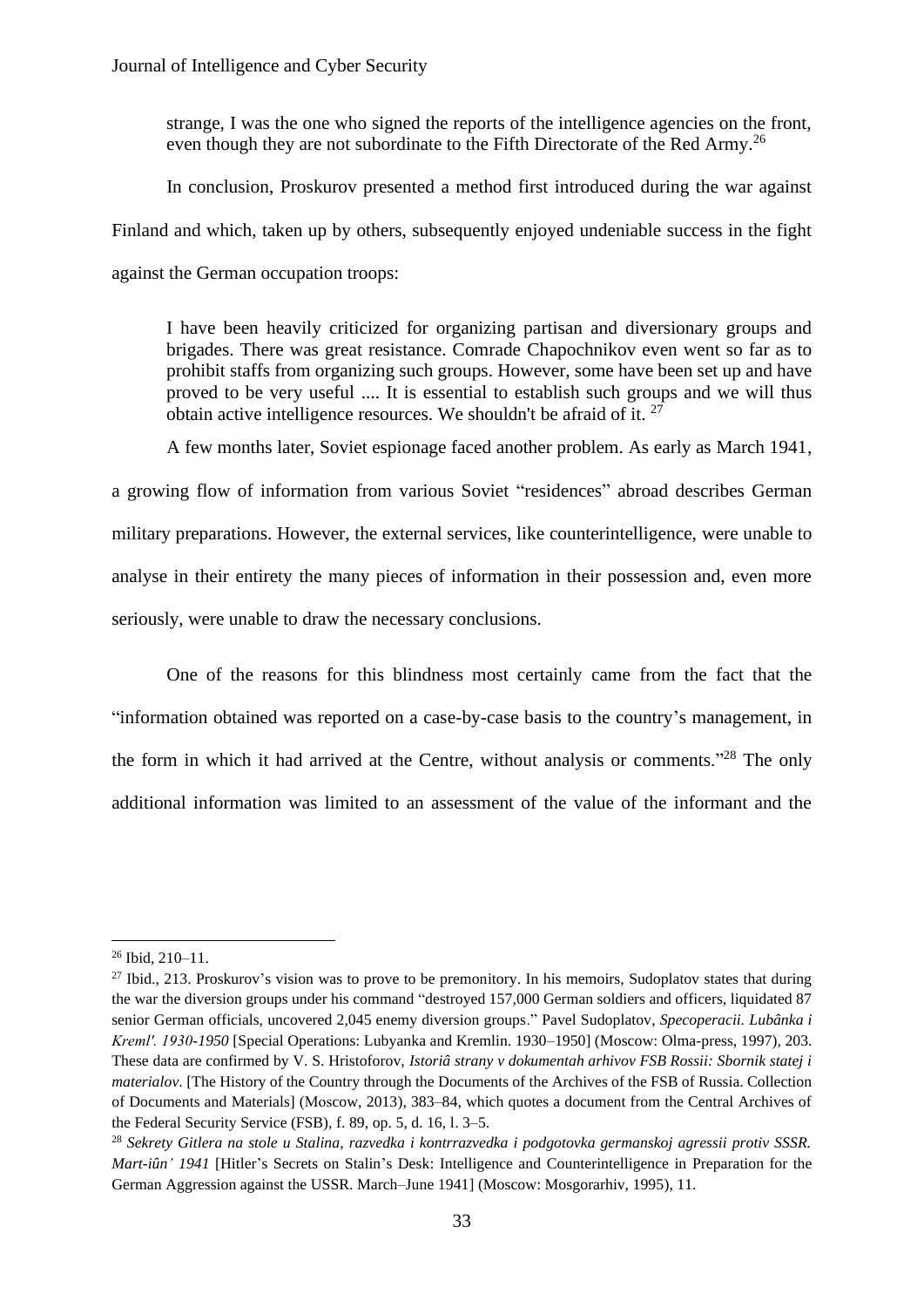strange, I was the one who signed the reports of the intelligence agencies on the front, even though they are not subordinate to the Fifth Directorate of the Red Army.[26]

In conclusion, Proskurov presented a method first introduced during the war against Finland and which, taken up by others, subsequently enjoyed undeniable success in the fight against the German occupation troops:

> I have been heavily criticized for organizing partisan and diversionary groups and brigades. There was great resistance. Comrade Chapochnikov even went so far as to prohibit staffs from organizing such groups. However, some have been set up and have proved to be very useful .... It is essential to establish such groups and we will thus obtain active intelligence resources. We shouldn't be afraid of it. [27]

A few months later, Soviet espionage faced another problem. As early as March 1941, a growing flow of information from various Soviet "residences" abroad describes German military preparations. However, the external services, like counterintelligence, were unable to analyse in their entirety the many pieces of information in their possession and, even more seriously, were unable to draw the necessary conclusions.

One of the reasons for this blindness most certainly came from the fact that the "information obtained was reported on a case-by-case basis to the country's management, in the form in which it had arrived at the Centre, without analysis or comments."[28] The only additional information was limited to an assessment of the value of the informant and the

---

[26] Ibid, 210–11.

[27] Ibid., 213. Proskurov's vision was to prove to be premonitory. In his memoirs, Sudoplatov states that during the war the diversion groups under his command "destroyed 157,000 German soldiers and officers, liquidated 87 senior German officials, uncovered 2,045 enemy diversion groups." Pavel Sudoplatov, *Specoperacii. Lubânka i Kreml'. 1930-1950* [Special Operations: Lubyanka and Kremlin. 1930–1950] (Moscow: Olma-press, 1997), 203. These data are confirmed by V. S. Hristoforov, *Istoriâ strany v dokumentah arhivov FSB Rossii: Sbornik statej i materialov*. [The History of the Country through the Documents of the Archives of the FSB of Russia. Collection of Documents and Materials] (Moscow, 2013), 383–84, which quotes a document from the Central Archives of the Federal Security Service (FSB), f. 89, op. 5, d. 16, l. 3–5.

[28] *Sekrety Gitlera na stole u Stalina, razvedka i kontrrazvedka i podgotovka germanskoj agressii protiv SSSR. Mart-iûn' 1941* [Hitler's Secrets on Stalin's Desk: Intelligence and Counterintelligence in Preparation for the German Aggression against the USSR. March–June 1941] (Moscow: Mosgorarhiv, 1995), 11.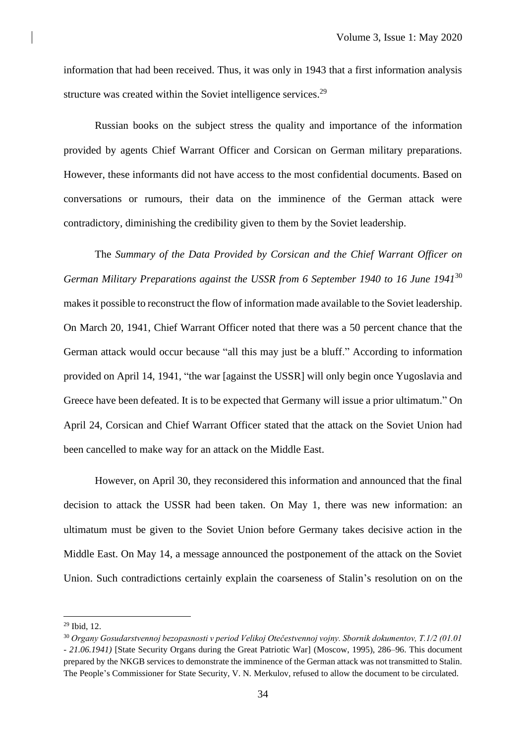information that had been received. Thus, it was only in 1943 that a first information analysis structure was created within the Soviet intelligence services.[29]

Russian books on the subject stress the quality and importance of the information provided by agents Chief Warrant Officer and Corsican on German military preparations. However, these informants did not have access to the most confidential documents. Based on conversations or rumours, their data on the imminence of the German attack were contradictory, diminishing the credibility given to them by the Soviet leadership.

The *Summary of the Data Provided by Corsican and the Chief Warrant Officer on German Military Preparations against the USSR from 6 September 1940 to 16 June 1941*[30] makes it possible to reconstruct the flow of information made available to the Soviet leadership. On March 20, 1941, Chief Warrant Officer noted that there was a 50 percent chance that the German attack would occur because "all this may just be a bluff." According to information provided on April 14, 1941, "the war [against the USSR] will only begin once Yugoslavia and Greece have been defeated. It is to be expected that Germany will issue a prior ultimatum." On April 24, Corsican and Chief Warrant Officer stated that the attack on the Soviet Union had been cancelled to make way for an attack on the Middle East.

However, on April 30, they reconsidered this information and announced that the final decision to attack the USSR had been taken. On May 1, there was new information: an ultimatum must be given to the Soviet Union before Germany takes decisive action in the Middle East. On May 14, a message announced the postponement of the attack on the Soviet Union. Such contradictions certainly explain the coarseness of Stalin's resolution on on the

[29] Ibid, 12.

[30] *Organy Gosudarstvennoj bezopasnosti v period Velikoj Otečestvennoj vojny. Sbornik dokumentov, T.1/2 (01.01 - 21.06.1941)* [State Security Organs during the Great Patriotic War] (Moscow, 1995), 286–96. This document prepared by the NKGB services to demonstrate the imminence of the German attack was not transmitted to Stalin. The People's Commissioner for State Security, V. N. Merkulov, refused to allow the document to be circulated.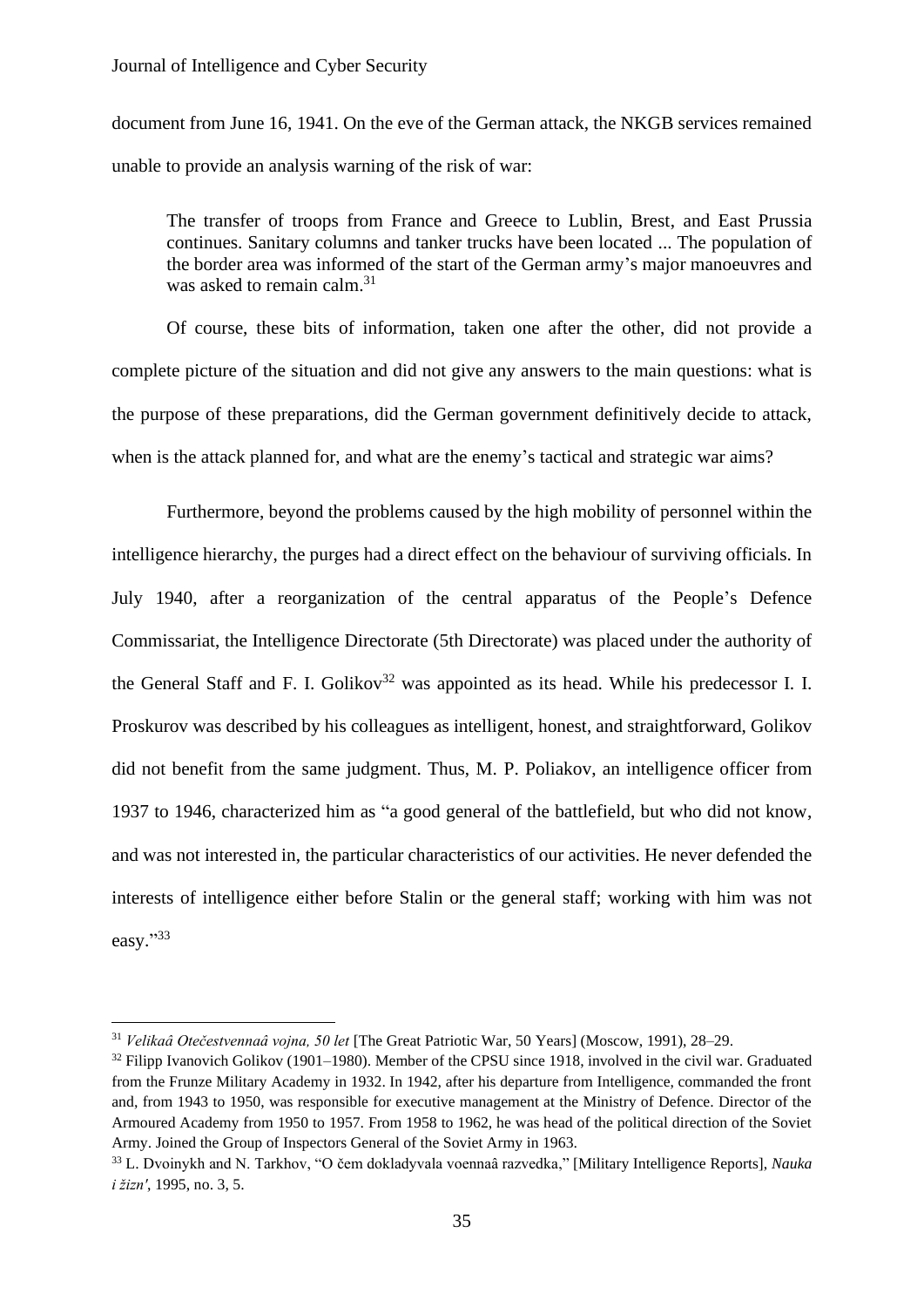document from June 16, 1941. On the eve of the German attack, the NKGB services remained unable to provide an analysis warning of the risk of war:

> The transfer of troops from France and Greece to Lublin, Brest, and East Prussia continues. Sanitary columns and tanker trucks have been located ... The population of the border area was informed of the start of the German army's major manoeuvres and was asked to remain calm.[31]

Of course, these bits of information, taken one after the other, did not provide a complete picture of the situation and did not give any answers to the main questions: what is the purpose of these preparations, did the German government definitively decide to attack, when is the attack planned for, and what are the enemy's tactical and strategic war aims?

Furthermore, beyond the problems caused by the high mobility of personnel within the intelligence hierarchy, the purges had a direct effect on the behaviour of surviving officials. In July 1940, after a reorganization of the central apparatus of the People's Defence Commissariat, the Intelligence Directorate (5th Directorate) was placed under the authority of the General Staff and F. I. Golikov[32] was appointed as its head. While his predecessor I. I. Proskurov was described by his colleagues as intelligent, honest, and straightforward, Golikov did not benefit from the same judgment. Thus, M. P. Poliakov, an intelligence officer from 1937 to 1946, characterized him as "a good general of the battlefield, but who did not know, and was not interested in, the particular characteristics of our activities. He never defended the interests of intelligence either before Stalin or the general staff; working with him was not easy."[33]

---

[31] *Velikaâ Otečestvennaâ vojna, 50 let* [The Great Patriotic War, 50 Years] (Moscow, 1991), 28–29.

[32] Filipp Ivanovich Golikov (1901–1980). Member of the CPSU since 1918, involved in the civil war. Graduated from the Frunze Military Academy in 1932. In 1942, after his departure from Intelligence, commanded the front and, from 1943 to 1950, was responsible for executive management at the Ministry of Defence. Director of the Armoured Academy from 1950 to 1957. From 1958 to 1962, he was head of the political direction of the Soviet Army. Joined the Group of Inspectors General of the Soviet Army in 1963.

[33] L. Dvoinykh and N. Tarkhov, "O čem dokladyvala voennaâ razvedka," [Military Intelligence Reports], *Nauka i žizn'*, 1995, no. 3, 5.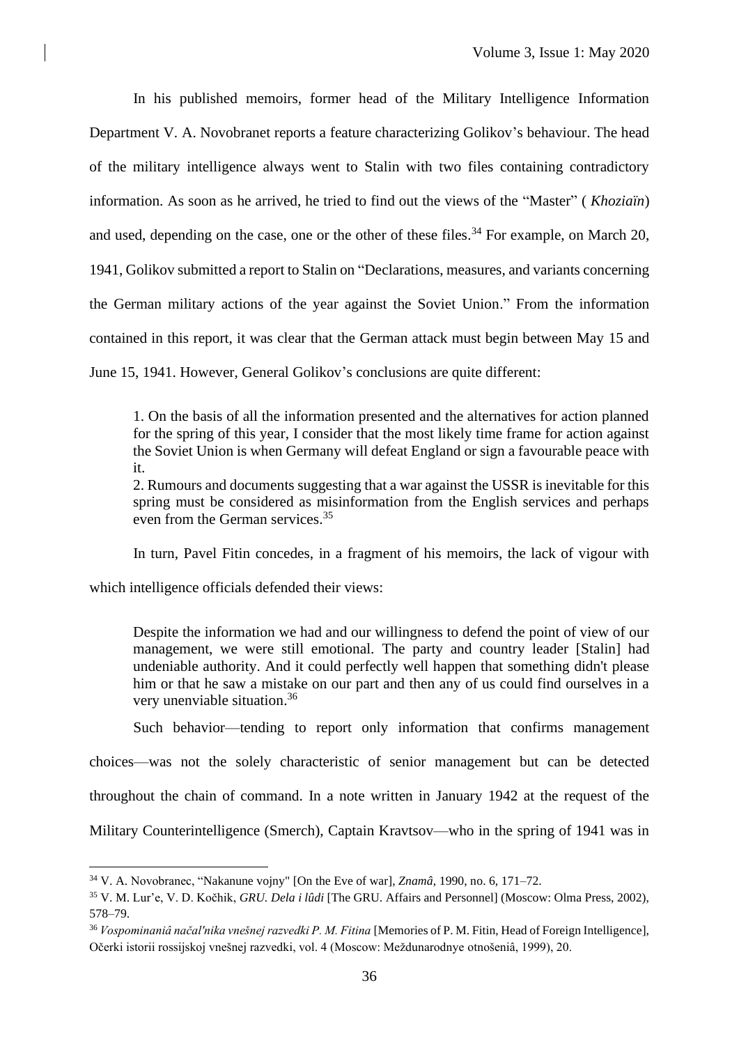In his published memoirs, former head of the Military Intelligence Information Department V. A. Novobranet reports a feature characterizing Golikov's behaviour. The head of the military intelligence always went to Stalin with two files containing contradictory information. As soon as he arrived, he tried to find out the views of the "Master" ( *Khoziaïn*) and used, depending on the case, one or the other of these files.[34] For example, on March 20, 1941, Golikov submitted a report to Stalin on "Declarations, measures, and variants concerning the German military actions of the year against the Soviet Union." From the information contained in this report, it was clear that the German attack must begin between May 15 and June 15, 1941. However, General Golikov's conclusions are quite different:

> 1. On the basis of all the information presented and the alternatives for action planned for the spring of this year, I consider that the most likely time frame for action against the Soviet Union is when Germany will defeat England or sign a favourable peace with it.
> 2. Rumours and documents suggesting that a war against the USSR is inevitable for this spring must be considered as misinformation from the English services and perhaps even from the German services.[35]

In turn, Pavel Fitin concedes, in a fragment of his memoirs, the lack of vigour with which intelligence officials defended their views:

> Despite the information we had and our willingness to defend the point of view of our management, we were still emotional. The party and country leader [Stalin] had undeniable authority. And it could perfectly well happen that something didn't please him or that he saw a mistake on our part and then any of us could find ourselves in a very unenviable situation.[36]

Such behavior—tending to report only information that confirms management choices—was not the solely characteristic of senior management but can be detected throughout the chain of command. In a note written in January 1942 at the request of the Military Counterintelligence (Smerch), Captain Kravtsov—who in the spring of 1941 was in

---

[34] V. A. Novobranec, "Nakanune vojny" [On the Eve of war], *Znamâ*, 1990, no. 6, 171–72.

[35] V. M. Lur'e, V. D. Kočhik, *GRU. Dela i lûdi* [The GRU. Affairs and Personnel] (Moscow: Olma Press, 2002), 578–79.

[36] *Vospominaniâ načal'nika vnešnej razvedki P. M. Fitina* [Memories of P. M. Fitin, Head of Foreign Intelligence], Očerki istorii rossijskoj vnešnej razvedki, vol. 4 (Moscow: Meždunarodnye otnošeniâ, 1999), 20.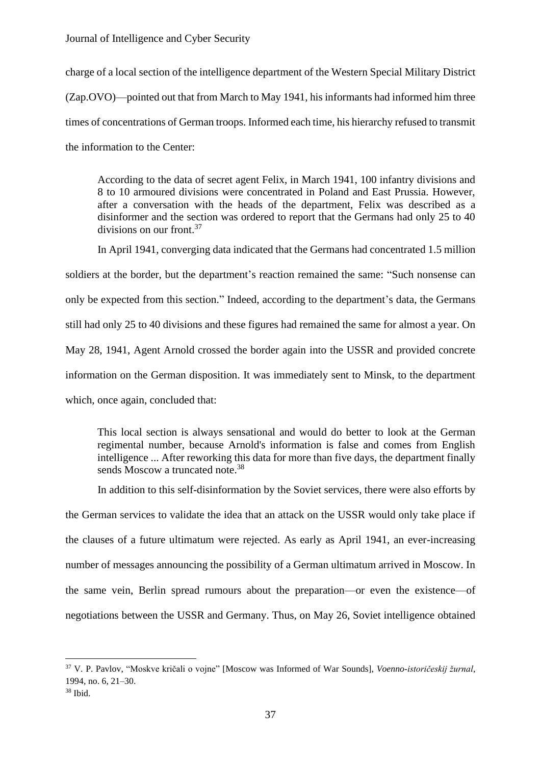charge of a local section of the intelligence department of the Western Special Military District (Zap.OVO)—pointed out that from March to May 1941, his informants had informed him three times of concentrations of German troops. Informed each time, his hierarchy refused to transmit the information to the Center:

> According to the data of secret agent Felix, in March 1941, 100 infantry divisions and 8 to 10 armoured divisions were concentrated in Poland and East Prussia. However, after a conversation with the heads of the department, Felix was described as a disinformer and the section was ordered to report that the Germans had only 25 to 40 divisions on our front.[37]

In April 1941, converging data indicated that the Germans had concentrated 1.5 million soldiers at the border, but the department's reaction remained the same: "Such nonsense can only be expected from this section." Indeed, according to the department's data, the Germans still had only 25 to 40 divisions and these figures had remained the same for almost a year. On May 28, 1941, Agent Arnold crossed the border again into the USSR and provided concrete information on the German disposition. It was immediately sent to Minsk, to the department which, once again, concluded that:

> This local section is always sensational and would do better to look at the German regimental number, because Arnold's information is false and comes from English intelligence ... After reworking this data for more than five days, the department finally sends Moscow a truncated note.[38]

In addition to this self-disinformation by the Soviet services, there were also efforts by the German services to validate the idea that an attack on the USSR would only take place if the clauses of a future ultimatum were rejected. As early as April 1941, an ever-increasing number of messages announcing the possibility of a German ultimatum arrived in Moscow. In the same vein, Berlin spread rumours about the preparation—or even the existence—of negotiations between the USSR and Germany. Thus, on May 26, Soviet intelligence obtained

---

[37] V. P. Pavlov, "Moskve kričali o vojne" [Moscow was Informed of War Sounds], *Voenno-istoričeskij žurnal*, 1994, no. 6, 21–30.

[38] Ibid.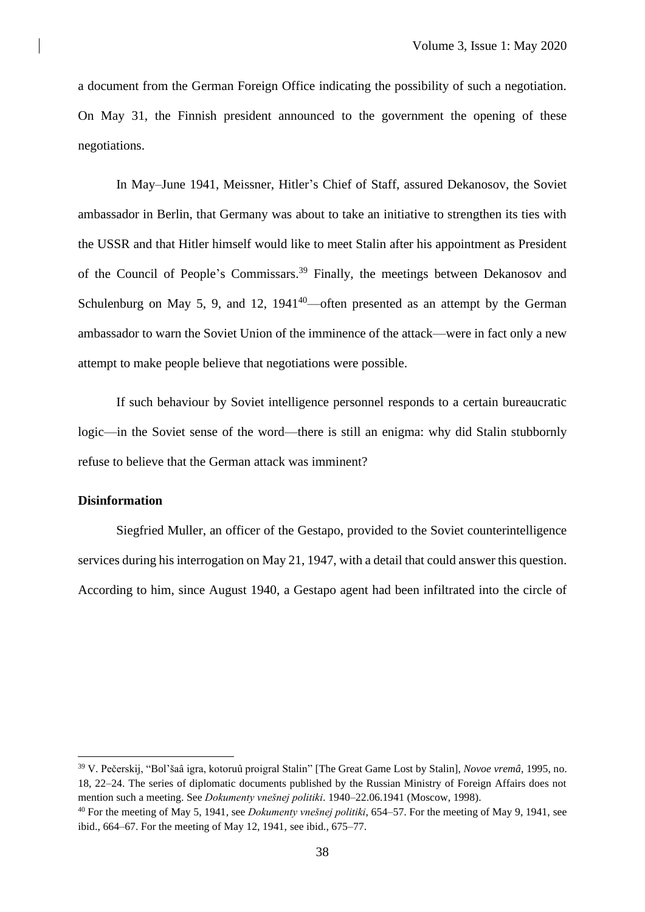a document from the German Foreign Office indicating the possibility of such a negotiation. On May 31, the Finnish president announced to the government the opening of these negotiations.

In May–June 1941, Meissner, Hitler's Chief of Staff, assured Dekanosov, the Soviet ambassador in Berlin, that Germany was about to take an initiative to strengthen its ties with the USSR and that Hitler himself would like to meet Stalin after his appointment as President of the Council of People's Commissars.[39] Finally, the meetings between Dekanosov and Schulenburg on May 5, 9, and 12, 1941[40]—often presented as an attempt by the German ambassador to warn the Soviet Union of the imminence of the attack—were in fact only a new attempt to make people believe that negotiations were possible.

If such behaviour by Soviet intelligence personnel responds to a certain bureaucratic logic—in the Soviet sense of the word—there is still an enigma: why did Stalin stubbornly refuse to believe that the German attack was imminent?

**Disinformation**

Siegfried Muller, an officer of the Gestapo, provided to the Soviet counterintelligence services during his interrogation on May 21, 1947, with a detail that could answer this question. According to him, since August 1940, a Gestapo agent had been infiltrated into the circle of

---

[39] V. Pečerskij, "Bol'šaâ igra, kotoruû proigral Stalin" [The Great Game Lost by Stalin], *Novoe vremâ*, 1995, no. 18, 22–24. The series of diplomatic documents published by the Russian Ministry of Foreign Affairs does not mention such a meeting. See *Dokumenty vnešnej politiki*. 1940–22.06.1941 (Moscow, 1998).

[40] For the meeting of May 5, 1941, see *Dokumenty vnešnej politiki*, 654–57. For the meeting of May 9, 1941, see ibid., 664–67. For the meeting of May 12, 1941, see ibid., 675–77.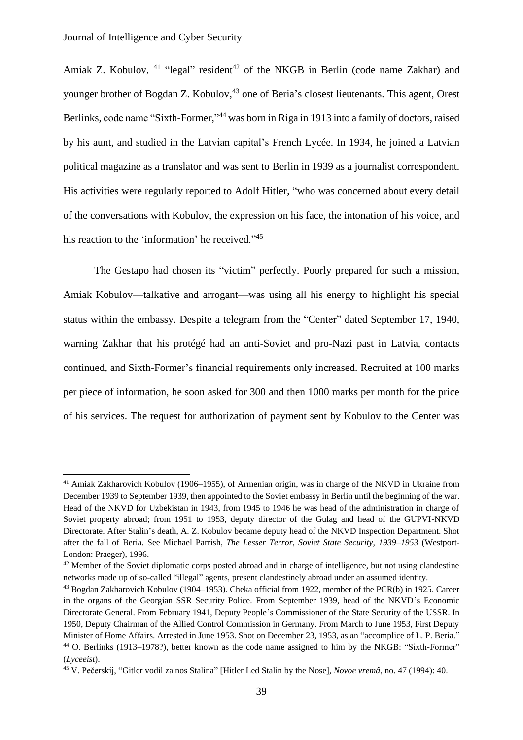Amiak Z. Kobulov, [41] "legal" resident[42] of the NKGB in Berlin (code name Zakhar) and younger brother of Bogdan Z. Kobulov,[43] one of Beria's closest lieutenants. This agent, Orest Berlinks, code name "Sixth-Former,"[44] was born in Riga in 1913 into a family of doctors, raised by his aunt, and studied in the Latvian capital's French Lycée. In 1934, he joined a Latvian political magazine as a translator and was sent to Berlin in 1939 as a journalist correspondent. His activities were regularly reported to Adolf Hitler, "who was concerned about every detail of the conversations with Kobulov, the expression on his face, the intonation of his voice, and his reaction to the 'information' he received."[45]

The Gestapo had chosen its "victim" perfectly. Poorly prepared for such a mission, Amiak Kobulov—talkative and arrogant—was using all his energy to highlight his special status within the embassy. Despite a telegram from the "Center" dated September 17, 1940, warning Zakhar that his protégé had an anti-Soviet and pro-Nazi past in Latvia, contacts continued, and Sixth-Former's financial requirements only increased. Recruited at 100 marks per piece of information, he soon asked for 300 and then 1000 marks per month for the price of his services. The request for authorization of payment sent by Kobulov to the Center was

---

[41] Amiak Zakharovich Kobulov (1906–1955), of Armenian origin, was in charge of the NKVD in Ukraine from December 1939 to September 1939, then appointed to the Soviet embassy in Berlin until the beginning of the war. Head of the NKVD for Uzbekistan in 1943, from 1945 to 1946 he was head of the administration in charge of Soviet property abroad; from 1951 to 1953, deputy director of the Gulag and head of the GUPVI-NKVD Directorate. After Stalin's death, A. Z. Kobulov became deputy head of the NKVD Inspection Department. Shot after the fall of Beria. See Michael Parrish, *The Lesser Terror, Soviet State Security, 1939–1953* (Westport-London: Praeger), 1996.

[42] Member of the Soviet diplomatic corps posted abroad and in charge of intelligence, but not using clandestine networks made up of so-called "illegal" agents, present clandestinely abroad under an assumed identity.

[43] Bogdan Zakharovich Kobulov (1904–1953). Cheka official from 1922, member of the PCR(b) in 1925. Career in the organs of the Georgian SSR Security Police. From September 1939, head of the NKVD's Economic Directorate General. From February 1941, Deputy People's Commissioner of the State Security of the USSR. In 1950, Deputy Chairman of the Allied Control Commission in Germany. From March to June 1953, First Deputy Minister of Home Affairs. Arrested in June 1953. Shot on December 23, 1953, as an "accomplice of L. P. Beria."

[44] O. Berlinks (1913–1978?), better known as the code name assigned to him by the NKGB: "Sixth-Former" (*Lyceeist*).

[45] V. Pečerskij, "Gitler vodil za nos Stalina" [Hitler Led Stalin by the Nose], *Novoe vremâ*, no. 47 (1994): 40.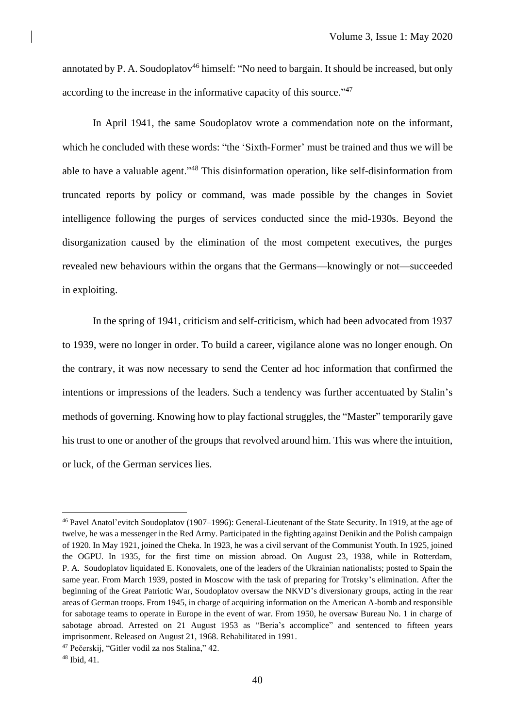annotated by P. A. Soudoplatov[46] himself: "No need to bargain. It should be increased, but only according to the increase in the informative capacity of this source."[47]

In April 1941, the same Soudoplatov wrote a commendation note on the informant, which he concluded with these words: "the 'Sixth-Former' must be trained and thus we will be able to have a valuable agent."[48] This disinformation operation, like self-disinformation from truncated reports by policy or command, was made possible by the changes in Soviet intelligence following the purges of services conducted since the mid-1930s. Beyond the disorganization caused by the elimination of the most competent executives, the purges revealed new behaviours within the organs that the Germans—knowingly or not—succeeded in exploiting.

In the spring of 1941, criticism and self-criticism, which had been advocated from 1937 to 1939, were no longer in order. To build a career, vigilance alone was no longer enough. On the contrary, it was now necessary to send the Center ad hoc information that confirmed the intentions or impressions of the leaders. Such a tendency was further accentuated by Stalin's methods of governing. Knowing how to play factional struggles, the "Master" temporarily gave his trust to one or another of the groups that revolved around him. This was where the intuition, or luck, of the German services lies.

---

[46] Pavel Anatol'evitch Soudoplatov (1907–1996): General-Lieutenant of the State Security. In 1919, at the age of twelve, he was a messenger in the Red Army. Participated in the fighting against Denikin and the Polish campaign of 1920. In May 1921, joined the Cheka. In 1923, he was a civil servant of the Communist Youth. In 1925, joined the OGPU. In 1935, for the first time on mission abroad. On August 23, 1938, while in Rotterdam, P. A. Soudoplatov liquidated E. Konovalets, one of the leaders of the Ukrainian nationalists; posted to Spain the same year. From March 1939, posted in Moscow with the task of preparing for Trotsky's elimination. After the beginning of the Great Patriotic War, Soudoplatov oversaw the NKVD's diversionary groups, acting in the rear areas of German troops. From 1945, in charge of acquiring information on the American A-bomb and responsible for sabotage teams to operate in Europe in the event of war. From 1950, he oversaw Bureau No. 1 in charge of sabotage abroad. Arrested on 21 August 1953 as "Beria's accomplice" and sentenced to fifteen years imprisonment. Released on August 21, 1968. Rehabilitated in 1991.

[47] Pečerskij, "Gitler vodil za nos Stalina," 42.

[48] Ibid, 41.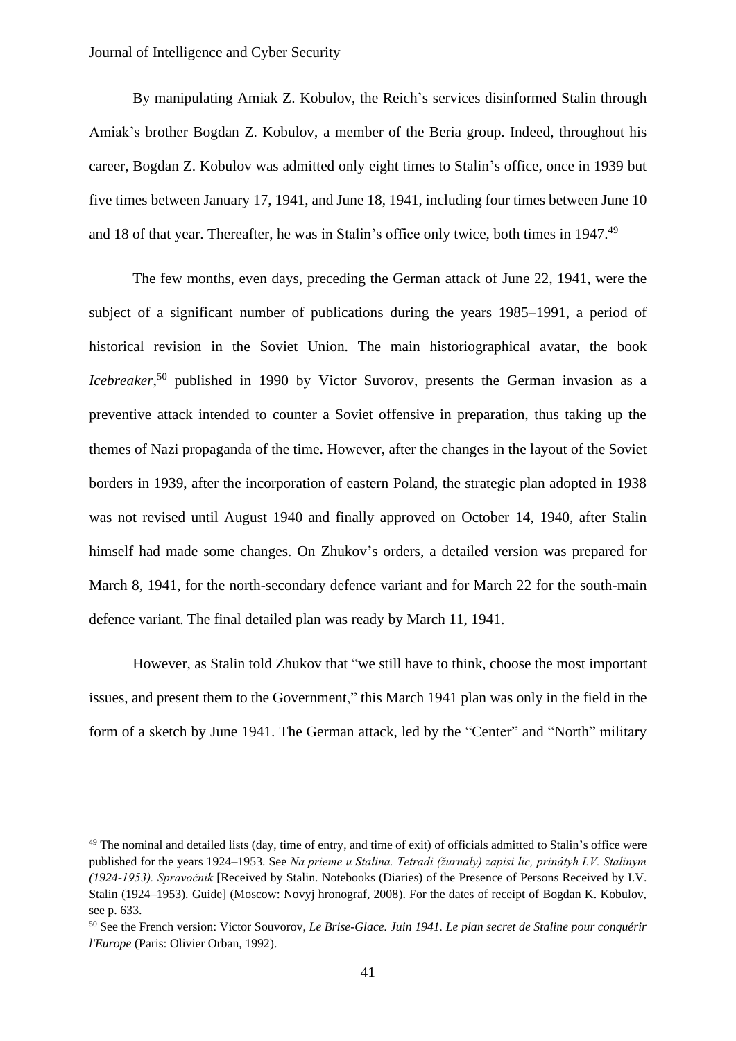By manipulating Amiak Z. Kobulov, the Reich's services disinformed Stalin through Amiak's brother Bogdan Z. Kobulov, a member of the Beria group. Indeed, throughout his career, Bogdan Z. Kobulov was admitted only eight times to Stalin's office, once in 1939 but five times between January 17, 1941, and June 18, 1941, including four times between June 10 and 18 of that year. Thereafter, he was in Stalin's office only twice, both times in 1947.[49]

The few months, even days, preceding the German attack of June 22, 1941, were the subject of a significant number of publications during the years 1985–1991, a period of historical revision in the Soviet Union. The main historiographical avatar, the book *Icebreaker*,[50] published in 1990 by Victor Suvorov, presents the German invasion as a preventive attack intended to counter a Soviet offensive in preparation, thus taking up the themes of Nazi propaganda of the time. However, after the changes in the layout of the Soviet borders in 1939, after the incorporation of eastern Poland, the strategic plan adopted in 1938 was not revised until August 1940 and finally approved on October 14, 1940, after Stalin himself had made some changes. On Zhukov's orders, a detailed version was prepared for March 8, 1941, for the north-secondary defence variant and for March 22 for the south-main defence variant. The final detailed plan was ready by March 11, 1941.

However, as Stalin told Zhukov that "we still have to think, choose the most important issues, and present them to the Government," this March 1941 plan was only in the field in the form of a sketch by June 1941. The German attack, led by the "Center" and "North" military

---

[49] The nominal and detailed lists (day, time of entry, and time of exit) of officials admitted to Stalin's office were published for the years 1924–1953. See *Na prieme u Stalina. Tetradi (žurnaly) zapisi lic, prinâtyh I.V. Stalinym (1924-1953). Spravočnik* [Received by Stalin. Notebooks (Diaries) of the Presence of Persons Received by I.V. Stalin (1924–1953). Guide] (Moscow: Novyj hronograf, 2008). For the dates of receipt of Bogdan K. Kobulov, see p. 633.

[50] See the French version: Victor Souvorov, *Le Brise-Glace. Juin 1941. Le plan secret de Staline pour conquérir l'Europe* (Paris: Olivier Orban, 1992).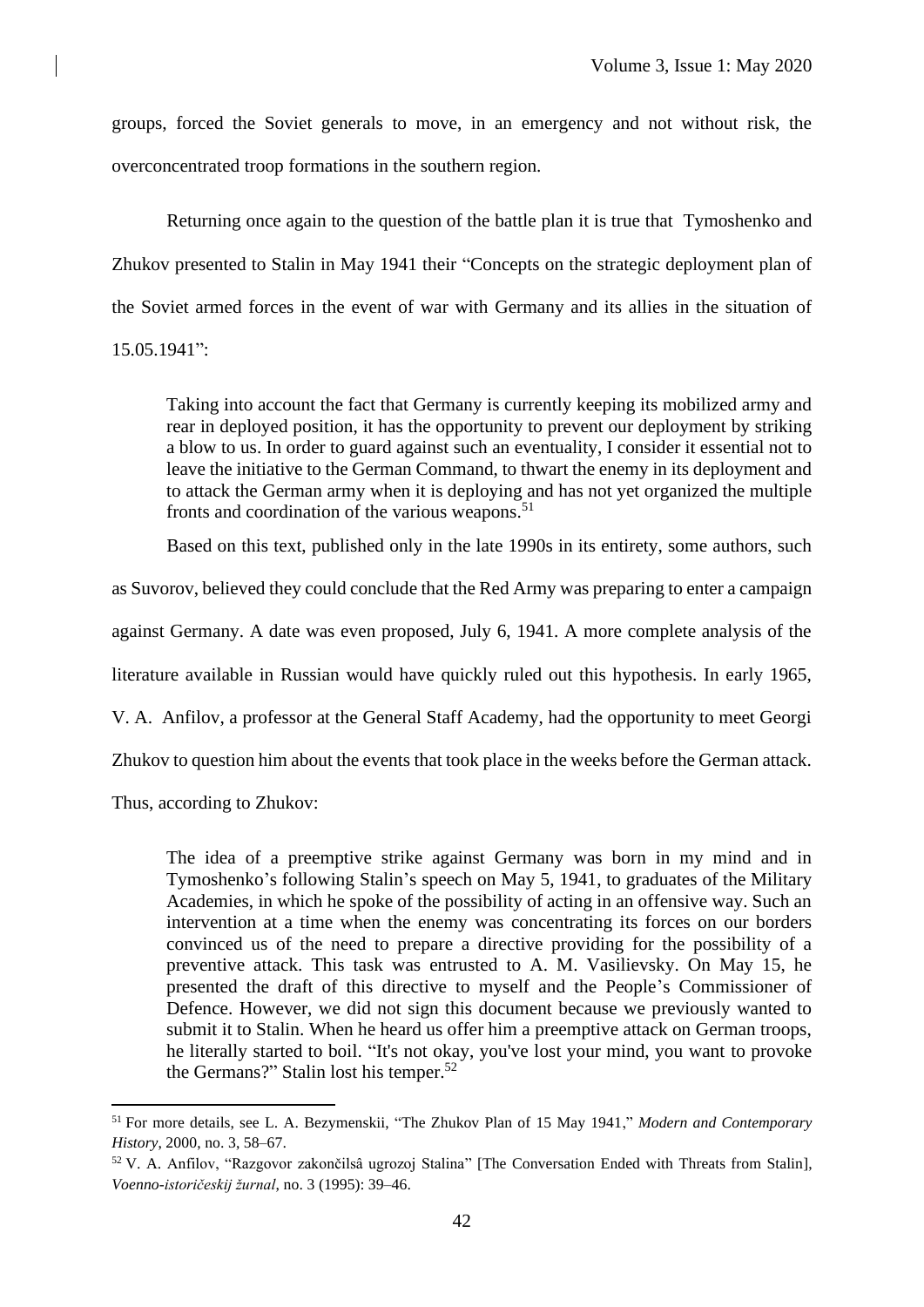groups, forced the Soviet generals to move, in an emergency and not without risk, the overconcentrated troop formations in the southern region.

Returning once again to the question of the battle plan it is true that Tymoshenko and Zhukov presented to Stalin in May 1941 their "Concepts on the strategic deployment plan of the Soviet armed forces in the event of war with Germany and its allies in the situation of 15.05.1941":

> Taking into account the fact that Germany is currently keeping its mobilized army and rear in deployed position, it has the opportunity to prevent our deployment by striking a blow to us. In order to guard against such an eventuality, I consider it essential not to leave the initiative to the German Command, to thwart the enemy in its deployment and to attack the German army when it is deploying and has not yet organized the multiple fronts and coordination of the various weapons.[51]

Based on this text, published only in the late 1990s in its entirety, some authors, such as Suvorov, believed they could conclude that the Red Army was preparing to enter a campaign against Germany. A date was even proposed, July 6, 1941. A more complete analysis of the literature available in Russian would have quickly ruled out this hypothesis. In early 1965, V. A. Anfilov, a professor at the General Staff Academy, had the opportunity to meet Georgi Zhukov to question him about the events that took place in the weeks before the German attack. Thus, according to Zhukov:

> The idea of a preemptive strike against Germany was born in my mind and in Tymoshenko's following Stalin's speech on May 5, 1941, to graduates of the Military Academies, in which he spoke of the possibility of acting in an offensive way. Such an intervention at a time when the enemy was concentrating its forces on our borders convinced us of the need to prepare a directive providing for the possibility of a preventive attack. This task was entrusted to A. M. Vasilievsky. On May 15, he presented the draft of this directive to myself and the People's Commissioner of Defence. However, we did not sign this document because we previously wanted to submit it to Stalin. When he heard us offer him a preemptive attack on German troops, he literally started to boil. "It's not okay, you've lost your mind, you want to provoke the Germans?" Stalin lost his temper.[52]

---

[51] For more details, see L. A. Bezymenskii, "The Zhukov Plan of 15 May 1941," *Modern and Contemporary History*, 2000, no. 3, 58–67.

[52] V. A. Anfilov, "Razgovor zakončilsâ ugrozoj Stalina" [The Conversation Ended with Threats from Stalin], *Voenno-istoričeskij žurnal*, no. 3 (1995): 39–46.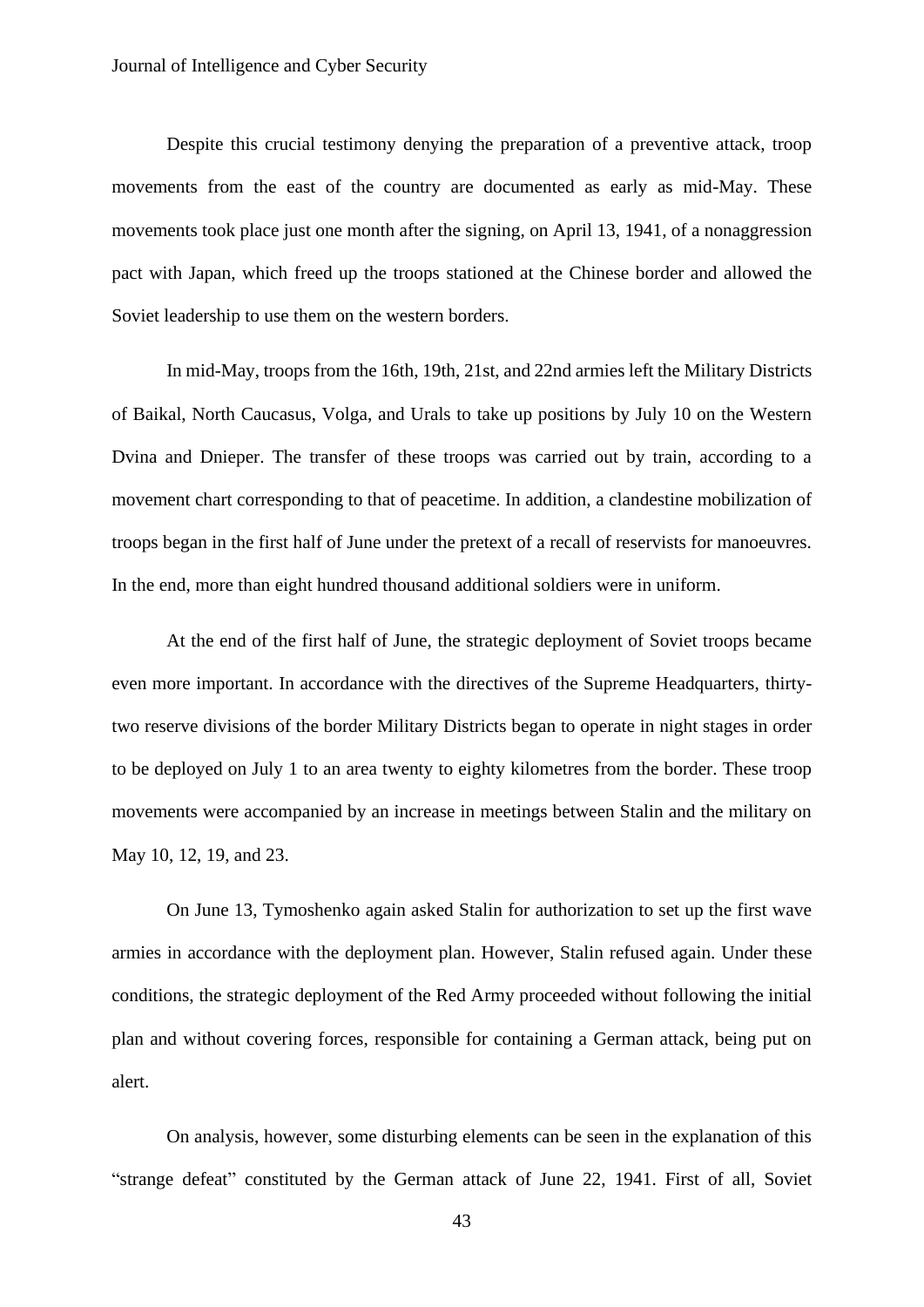Despite this crucial testimony denying the preparation of a preventive attack, troop movements from the east of the country are documented as early as mid-May. These movements took place just one month after the signing, on April 13, 1941, of a nonaggression pact with Japan, which freed up the troops stationed at the Chinese border and allowed the Soviet leadership to use them on the western borders.

In mid-May, troops from the 16th, 19th, 21st, and 22nd armies left the Military Districts of Baikal, North Caucasus, Volga, and Urals to take up positions by July 10 on the Western Dvina and Dnieper. The transfer of these troops was carried out by train, according to a movement chart corresponding to that of peacetime. In addition, a clandestine mobilization of troops began in the first half of June under the pretext of a recall of reservists for manoeuvres. In the end, more than eight hundred thousand additional soldiers were in uniform.

At the end of the first half of June, the strategic deployment of Soviet troops became even more important. In accordance with the directives of the Supreme Headquarters, thirty-two reserve divisions of the border Military Districts began to operate in night stages in order to be deployed on July 1 to an area twenty to eighty kilometres from the border. These troop movements were accompanied by an increase in meetings between Stalin and the military on May 10, 12, 19, and 23.

On June 13, Tymoshenko again asked Stalin for authorization to set up the first wave armies in accordance with the deployment plan. However, Stalin refused again. Under these conditions, the strategic deployment of the Red Army proceeded without following the initial plan and without covering forces, responsible for containing a German attack, being put on alert.

On analysis, however, some disturbing elements can be seen in the explanation of this “strange defeat” constituted by the German attack of June 22, 1941. First of all, Soviet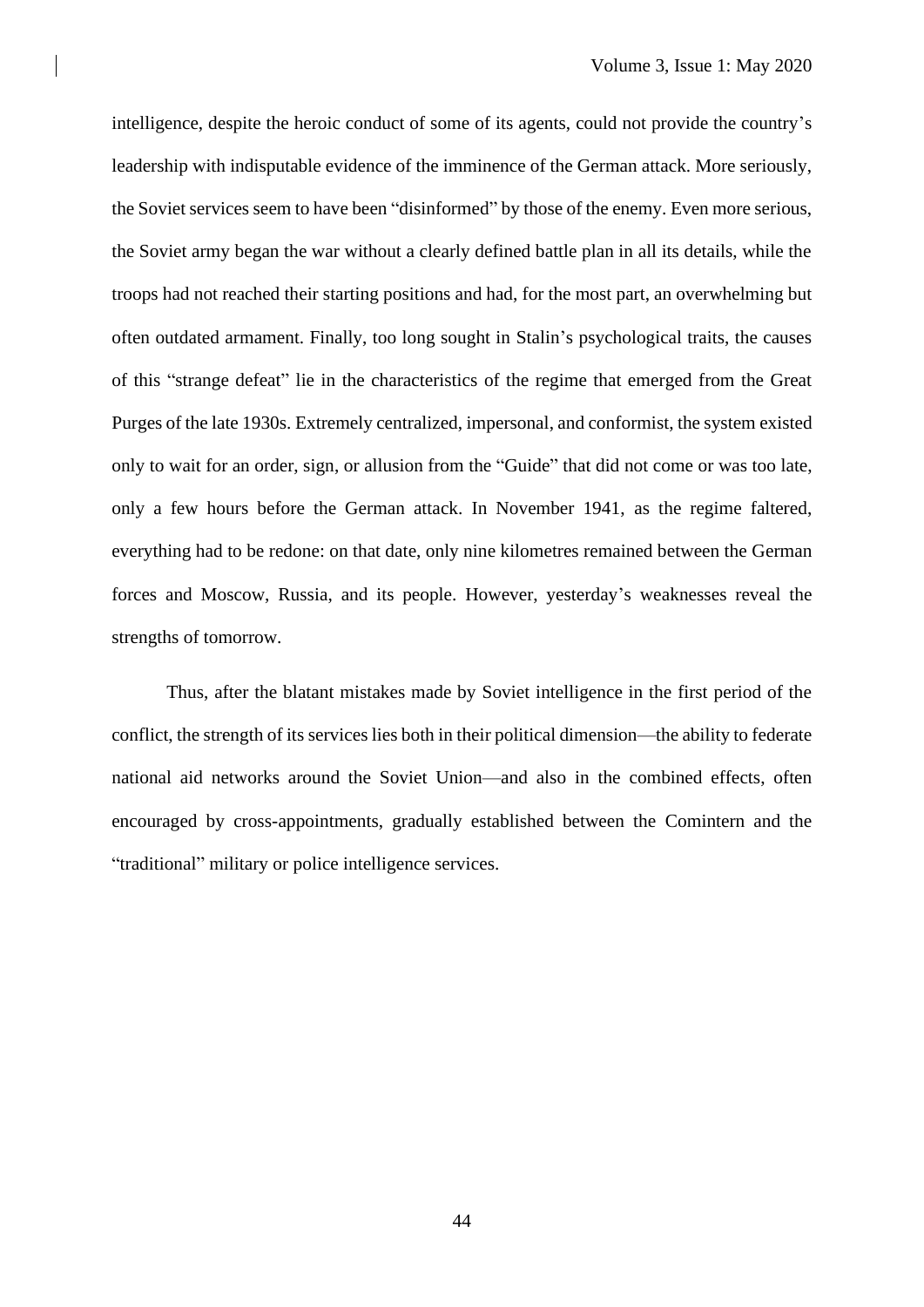intelligence, despite the heroic conduct of some of its agents, could not provide the country's leadership with indisputable evidence of the imminence of the German attack. More seriously, the Soviet services seem to have been "disinformed" by those of the enemy. Even more serious, the Soviet army began the war without a clearly defined battle plan in all its details, while the troops had not reached their starting positions and had, for the most part, an overwhelming but often outdated armament. Finally, too long sought in Stalin's psychological traits, the causes of this "strange defeat" lie in the characteristics of the regime that emerged from the Great Purges of the late 1930s. Extremely centralized, impersonal, and conformist, the system existed only to wait for an order, sign, or allusion from the "Guide" that did not come or was too late, only a few hours before the German attack. In November 1941, as the regime faltered, everything had to be redone: on that date, only nine kilometres remained between the German forces and Moscow, Russia, and its people. However, yesterday's weaknesses reveal the strengths of tomorrow.

Thus, after the blatant mistakes made by Soviet intelligence in the first period of the conflict, the strength of its services lies both in their political dimension—the ability to federate national aid networks around the Soviet Union—and also in the combined effects, often encouraged by cross-appointments, gradually established between the Comintern and the "traditional" military or police intelligence services.